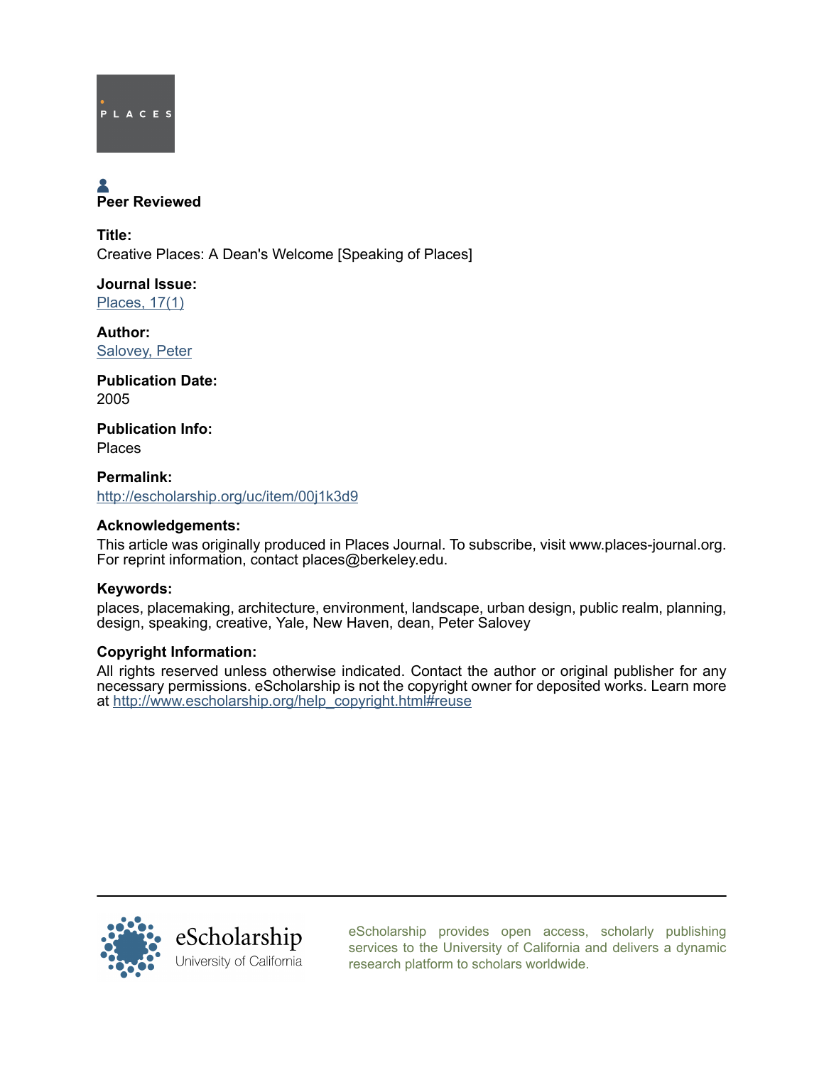Peer Reviewed

**Title:**
Creative Places: A Dean's Welcome [Speaking of Places]

**Journal Issue:**
[Places, 17(1)]

**Author:**
[Salovey, Peter]

**Publication Date:**
2005

**Publication Info:**
Places

**Permalink:**
http://escholarship.org/uc/item/00j1k3d9

**Acknowledgements:**
This article was originally produced in Places Journal. To subscribe, visit www.places-journal.org. For reprint information, contact places@berkeley.edu.

**Keywords:**
places, placemaking, architecture, environment, landscape, urban design, public realm, planning, design, speaking, creative, Yale, New Haven, dean, Peter Salovey

**Copyright Information:**
All rights reserved unless otherwise indicated. Contact the author or original publisher for any necessary permissions. eScholarship is not the copyright owner for deposited works. Learn more at http://www.escholarship.org/help_copyright.html#reuse

eScholarship provides open access, scholarly publishing services to the University of California and delivers a dynamic research platform to scholars worldwide.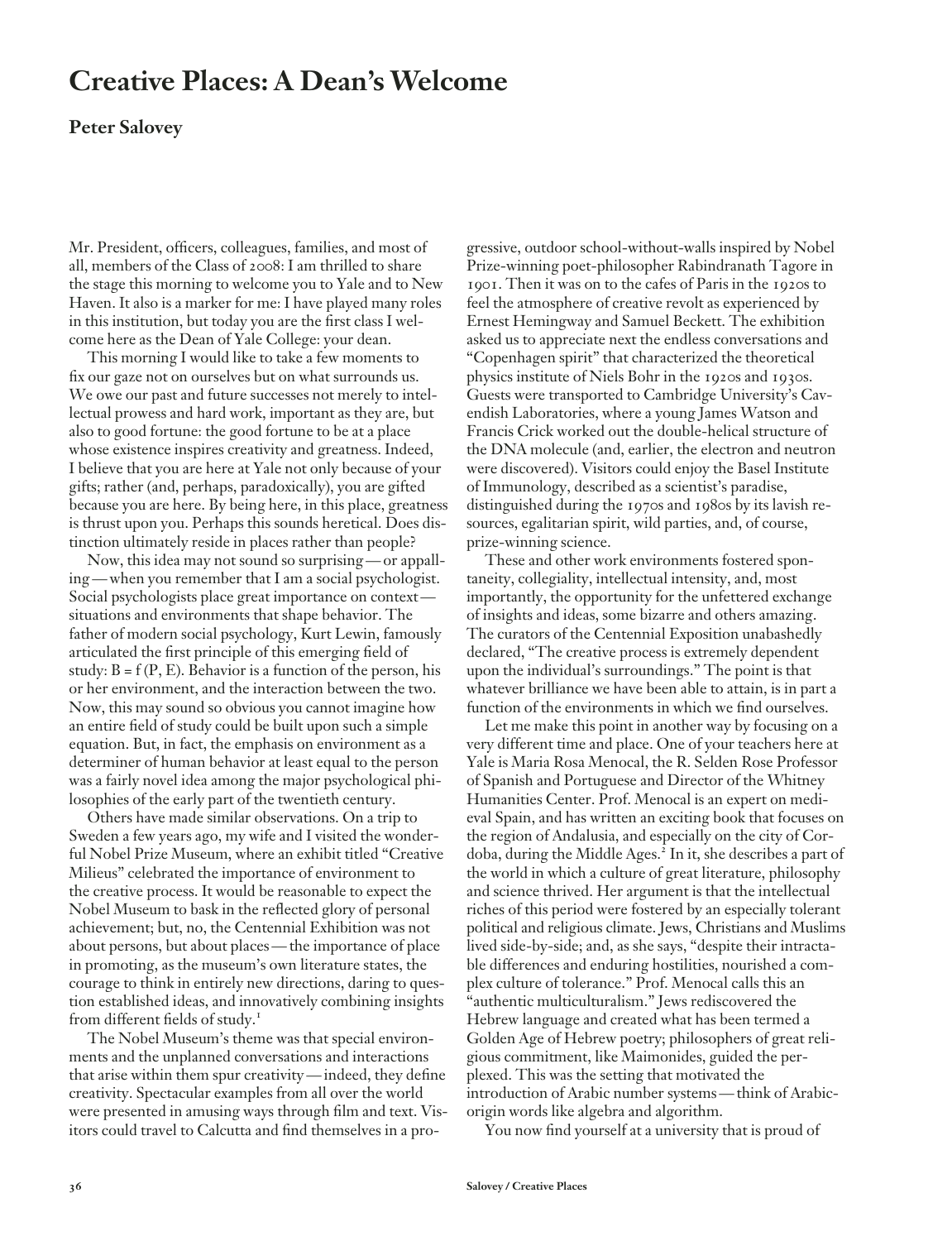# Creative Places: A Dean's Welcome

## Peter Salovey

Mr. President, officers, colleagues, families, and most of all, members of the Class of 2008: I am thrilled to share the stage this morning to welcome you to Yale and to New Haven. It also is a marker for me: I have played many roles in this institution, but today you are the first class I welcome here as the Dean of Yale College: your dean.

This morning I would like to take a few moments to fix our gaze not on ourselves but on what surrounds us. We owe our past and future successes not merely to intellectual prowess and hard work, important as they are, but also to good fortune: the good fortune to be at a place whose existence inspires creativity and greatness. Indeed, I believe that you are here at Yale not only because of your gifts; rather (and, perhaps, paradoxically), you are gifted because you are here. By being here, in this place, greatness is thrust upon you. Perhaps this sounds heretical. Does distinction ultimately reside in places rather than people?

Now, this idea may not sound so surprising—or appalling—when you remember that I am a social psychologist. Social psychologists place great importance on context—situations and environments that shape behavior. The father of modern social psychology, Kurt Lewin, famously articulated the first principle of this emerging field of study: B = f (P, E). Behavior is a function of the person, his or her environment, and the interaction between the two. Now, this may sound so obvious you cannot imagine how an entire field of study could be built upon such a simple equation. But, in fact, the emphasis on environment as a determiner of human behavior at least equal to the person was a fairly novel idea among the major psychological philosophies of the early part of the twentieth century.

Others have made similar observations. On a trip to Sweden a few years ago, my wife and I visited the wonderful Nobel Prize Museum, where an exhibit titled "Creative Milieus" celebrated the importance of environment to the creative process. It would be reasonable to expect the Nobel Museum to bask in the reflected glory of personal achievement; but, no, the Centennial Exhibition was not about persons, but about places—the importance of place in promoting, as the museum's own literature states, the courage to think in entirely new directions, daring to question established ideas, and innovatively combining insights from different fields of study.[1]

The Nobel Museum's theme was that special environments and the unplanned conversations and interactions that arise within them spur creativity—indeed, they define creativity. Spectacular examples from all over the world were presented in amusing ways through film and text. Visitors could travel to Calcutta and find themselves in a progressive, outdoor school-without-walls inspired by Nobel Prize-winning poet-philosopher Rabindranath Tagore in 1901. Then it was on to the cafes of Paris in the 1920s to feel the atmosphere of creative revolt as experienced by Ernest Hemingway and Samuel Beckett. The exhibition asked us to appreciate next the endless conversations and "Copenhagen spirit" that characterized the theoretical physics institute of Niels Bohr in the 1920s and 1930s. Guests were transported to Cambridge University's Cavendish Laboratories, where a young James Watson and Francis Crick worked out the double-helical structure of the DNA molecule (and, earlier, the electron and neutron were discovered). Visitors could enjoy the Basel Institute of Immunology, described as a scientist's paradise, distinguished during the 1970s and 1980s by its lavish resources, egalitarian spirit, wild parties, and, of course, prize-winning science.

These and other work environments fostered spontaneity, collegiality, intellectual intensity, and, most importantly, the opportunity for the unfettered exchange of insights and ideas, some bizarre and others amazing. The curators of the Centennial Exposition unabashedly declared, "The creative process is extremely dependent upon the individual's surroundings." The point is that whatever brilliance we have been able to attain, is in part a function of the environments in which we find ourselves.

Let me make this point in another way by focusing on a very different time and place. One of your teachers here at Yale is Maria Rosa Menocal, the R. Selden Rose Professor of Spanish and Portuguese and Director of the Whitney Humanities Center. Prof. Menocal is an expert on medieval Spain, and has written an exciting book that focuses on the region of Andalusia, and especially on the city of Cordoba, during the Middle Ages.[2] In it, she describes a part of the world in which a culture of great literature, philosophy and science thrived. Her argument is that the intellectual riches of this period were fostered by an especially tolerant political and religious climate. Jews, Christians and Muslims lived side-by-side; and, as she says, "despite their intractable differences and enduring hostilities, nourished a complex culture of tolerance." Prof. Menocal calls this an "authentic multiculturalism." Jews rediscovered the Hebrew language and created what has been termed a Golden Age of Hebrew poetry; philosophers of great religious commitment, like Maimonides, guided the perplexed. This was the setting that motivated the introduction of Arabic number systems—think of Arabic-origin words like algebra and algorithm.

You now find yourself at a university that is proud of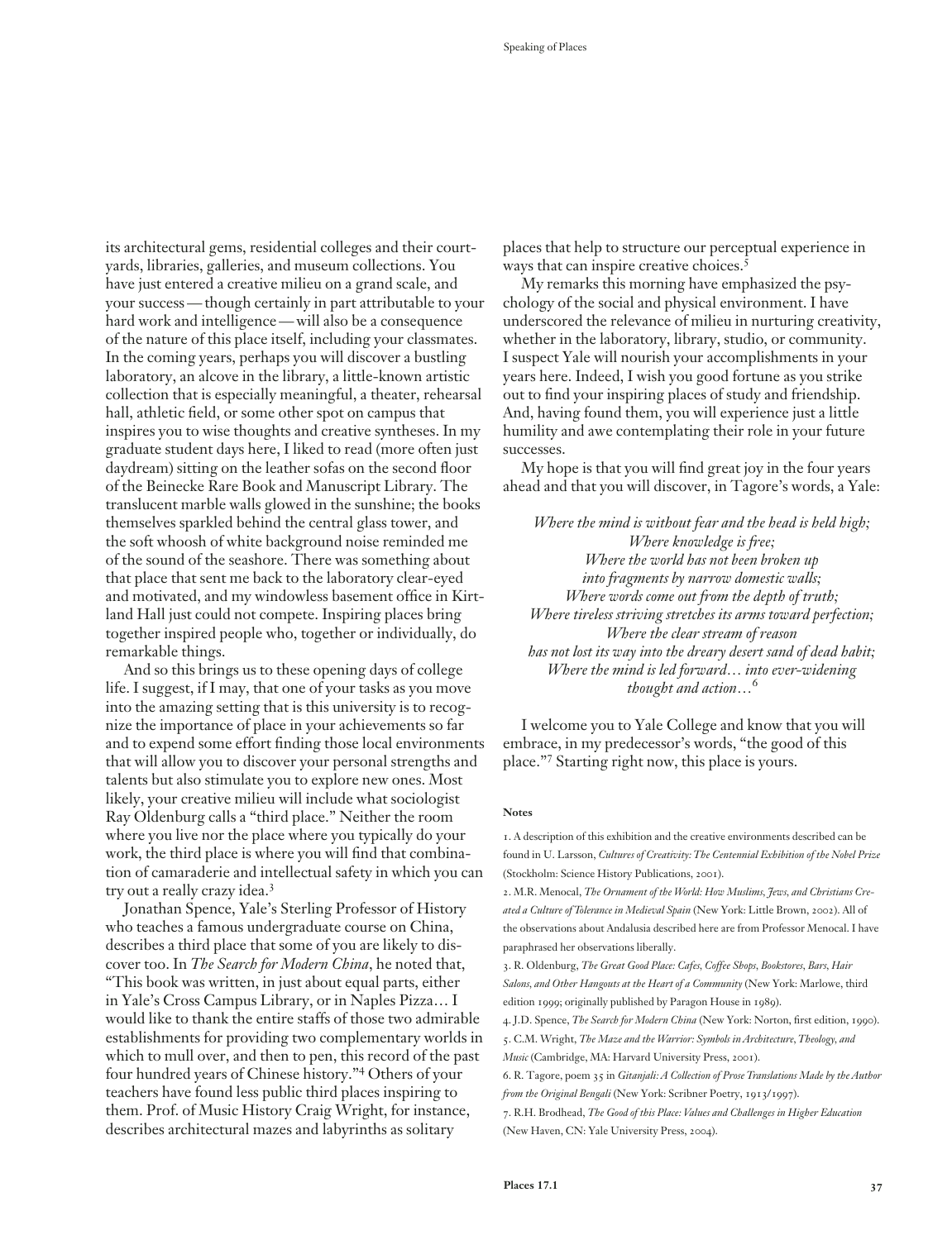its architectural gems, residential colleges and their courtyards, libraries, galleries, and museum collections. You have just entered a creative milieu on a grand scale, and your success — though certainly in part attributable to your hard work and intelligence — will also be a consequence of the nature of this place itself, including your classmates. In the coming years, perhaps you will discover a bustling laboratory, an alcove in the library, a little-known artistic collection that is especially meaningful, a theater, rehearsal hall, athletic field, or some other spot on campus that inspires you to wise thoughts and creative syntheses. In my graduate student days here, I liked to read (more often just daydream) sitting on the leather sofas on the second floor of the Beinecke Rare Book and Manuscript Library. The translucent marble walls glowed in the sunshine; the books themselves sparkled behind the central glass tower, and the soft whoosh of white background noise reminded me of the sound of the seashore. There was something about that place that sent me back to the laboratory clear-eyed and motivated, and my windowless basement office in Kirtland Hall just could not compete. Inspiring places bring together inspired people who, together or individually, do remarkable things.

And so this brings us to these opening days of college life. I suggest, if I may, that one of your tasks as you move into the amazing setting that is this university is to recognize the importance of place in your achievements so far and to expend some effort finding those local environments that will allow you to discover your personal strengths and talents but also stimulate you to explore new ones. Most likely, your creative milieu will include what sociologist Ray Oldenburg calls a "third place." Neither the room where you live nor the place where you typically do your work, the third place is where you will find that combination of camaraderie and intellectual safety in which you can try out a really crazy idea.[3]

Jonathan Spence, Yale's Sterling Professor of History who teaches a famous undergraduate course on China, describes a third place that some of you are likely to discover too. In *The Search for Modern China*, he noted that, "This book was written, in just about equal parts, either in Yale's Cross Campus Library, or in Naples Pizza… I would like to thank the entire staffs of those two admirable establishments for providing two complementary worlds in which to mull over, and then to pen, this record of the past four hundred years of Chinese history."[4] Others of your teachers have found less public third places inspiring to them. Prof. of Music History Craig Wright, for instance, describes architectural mazes and labyrinths as solitary places that help to structure our perceptual experience in ways that can inspire creative choices.[5]

My remarks this morning have emphasized the psychology of the social and physical environment. I have underscored the relevance of milieu in nurturing creativity, whether in the laboratory, library, studio, or community. I suspect Yale will nourish your accomplishments in your years here. Indeed, I wish you good fortune as you strike out to find your inspiring places of study and friendship. And, having found them, you will experience just a little humility and awe contemplating their role in your future successes.

My hope is that you will find great joy in the four years ahead and that you will discover, in Tagore's words, a Yale:

*Where the mind is without fear and the head is held high;*
*Where knowledge is free;*
*Where the world has not been broken up*
*into fragments by narrow domestic walls;*
*Where words come out from the depth of truth;*
*Where tireless striving stretches its arms toward perfection;*
*Where the clear stream of reason*
*has not lost its way into the dreary desert sand of dead habit;*
*Where the mind is led forward… into ever-widening*
*thought and action…*[6]

I welcome you to Yale College and know that you will embrace, in my predecessor's words, "the good of this place."[7] Starting right now, this place is yours.

**Notes**

1. A description of this exhibition and the creative environments described can be found in U. Larsson, *Cultures of Creativity: The Centennial Exhibition of the Nobel Prize* (Stockholm: Science History Publications, 2001).

2. M.R. Menocal, *The Ornament of the World: How Muslims, Jews, and Christians Created a Culture of Tolerance in Medieval Spain* (New York: Little Brown, 2002). All of the observations about Andalusia described here are from Professor Menocal. I have paraphrased her observations liberally.

3. R. Oldenburg, *The Great Good Place: Cafes, Coffee Shops, Bookstores, Bars, Hair Salons, and Other Hangouts at the Heart of a Community* (New York: Marlowe, third edition 1999; originally published by Paragon House in 1989).

4. J.D. Spence, *The Search for Modern China* (New York: Norton, first edition, 1990).

5. C.M. Wright, *The Maze and the Warrior: Symbols in Architecture, Theology, and Music* (Cambridge, MA: Harvard University Press, 2001).

6. R. Tagore, poem 35 in *Gitanjali: A Collection of Prose Translations Made by the Author from the Original Bengali* (New York: Scribner Poetry, 1913/1997).

7. R.H. Brodhead, *The Good of this Place: Values and Challenges in Higher Education* (New Haven, CN: Yale University Press, 2004).